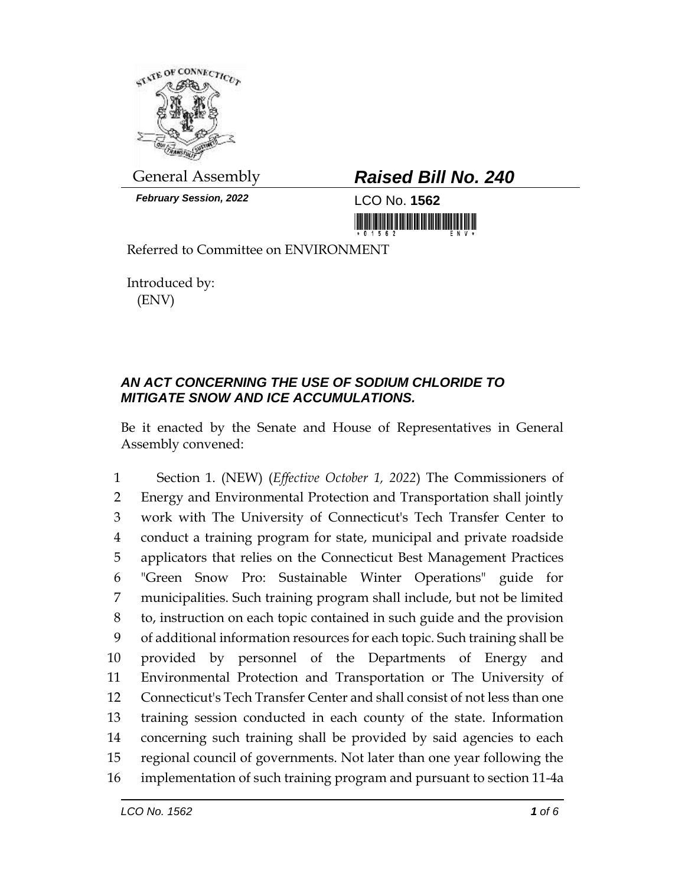General Assembly

***February Session, 2022***

# ***Raised Bill No. 240***

LCO No. **1562**

Referred to Committee on ENVIRONMENT

Introduced by:
(ENV)

## ***AN ACT CONCERNING THE USE OF SODIUM CHLORIDE TO MITIGATE SNOW AND ICE ACCUMULATIONS.***

Be it enacted by the Senate and House of Representatives in General Assembly convened:

1 Section 1. (NEW) (*Effective October 1, 2022*) The Commissioners of
2 Energy and Environmental Protection and Transportation shall jointly
3 work with The University of Connecticut's Tech Transfer Center to
4 conduct a training program for state, municipal and private roadside
5 applicators that relies on the Connecticut Best Management Practices
6 "Green Snow Pro: Sustainable Winter Operations" guide for
7 municipalities. Such training program shall include, but not be limited
8 to, instruction on each topic contained in such guide and the provision
9 of additional information resources for each topic. Such training shall be
10 provided by personnel of the Departments of Energy and
11 Environmental Protection and Transportation or The University of
12 Connecticut's Tech Transfer Center and shall consist of not less than one
13 training session conducted in each county of the state. Information
14 concerning such training shall be provided by said agencies to each
15 regional council of governments. Not later than one year following the
16 implementation of such training program and pursuant to section 11-4a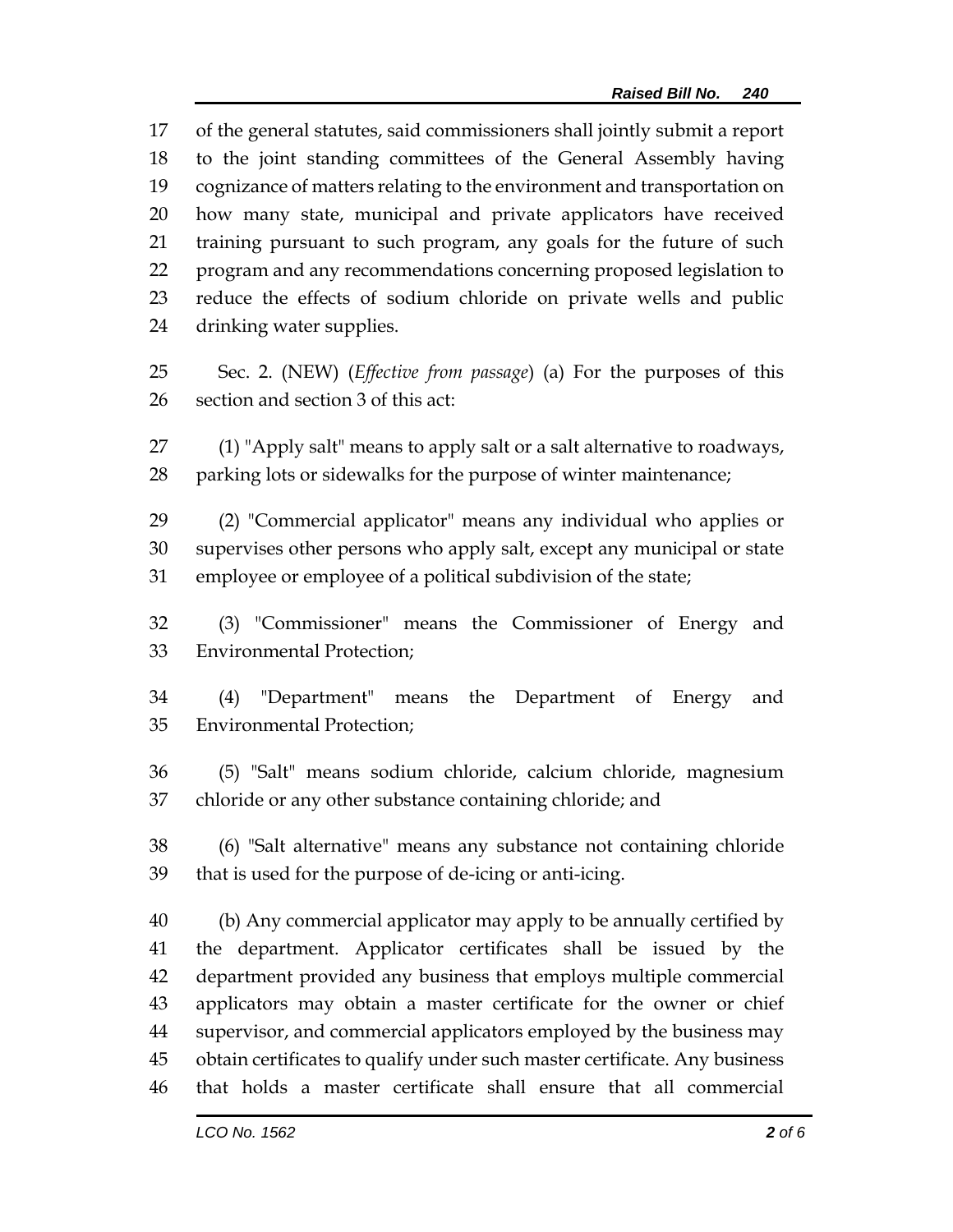of the general statutes, said commissioners shall jointly submit a report to the joint standing committees of the General Assembly having cognizance of matters relating to the environment and transportation on how many state, municipal and private applicators have received training pursuant to such program, any goals for the future of such program and any recommendations concerning proposed legislation to reduce the effects of sodium chloride on private wells and public drinking water supplies.

Sec. 2. (NEW) (*Effective from passage*) (a) For the purposes of this section and section 3 of this act:

(1) "Apply salt" means to apply salt or a salt alternative to roadways, parking lots or sidewalks for the purpose of winter maintenance;

(2) "Commercial applicator" means any individual who applies or supervises other persons who apply salt, except any municipal or state employee or employee of a political subdivision of the state;

(3) "Commissioner" means the Commissioner of Energy and Environmental Protection;

(4) "Department" means the Department of Energy and Environmental Protection;

(5) "Salt" means sodium chloride, calcium chloride, magnesium chloride or any other substance containing chloride; and

(6) "Salt alternative" means any substance not containing chloride that is used for the purpose of de-icing or anti-icing.

(b) Any commercial applicator may apply to be annually certified by the department. Applicator certificates shall be issued by the department provided any business that employs multiple commercial applicators may obtain a master certificate for the owner or chief supervisor, and commercial applicators employed by the business may obtain certificates to qualify under such master certificate. Any business that holds a master certificate shall ensure that all commercial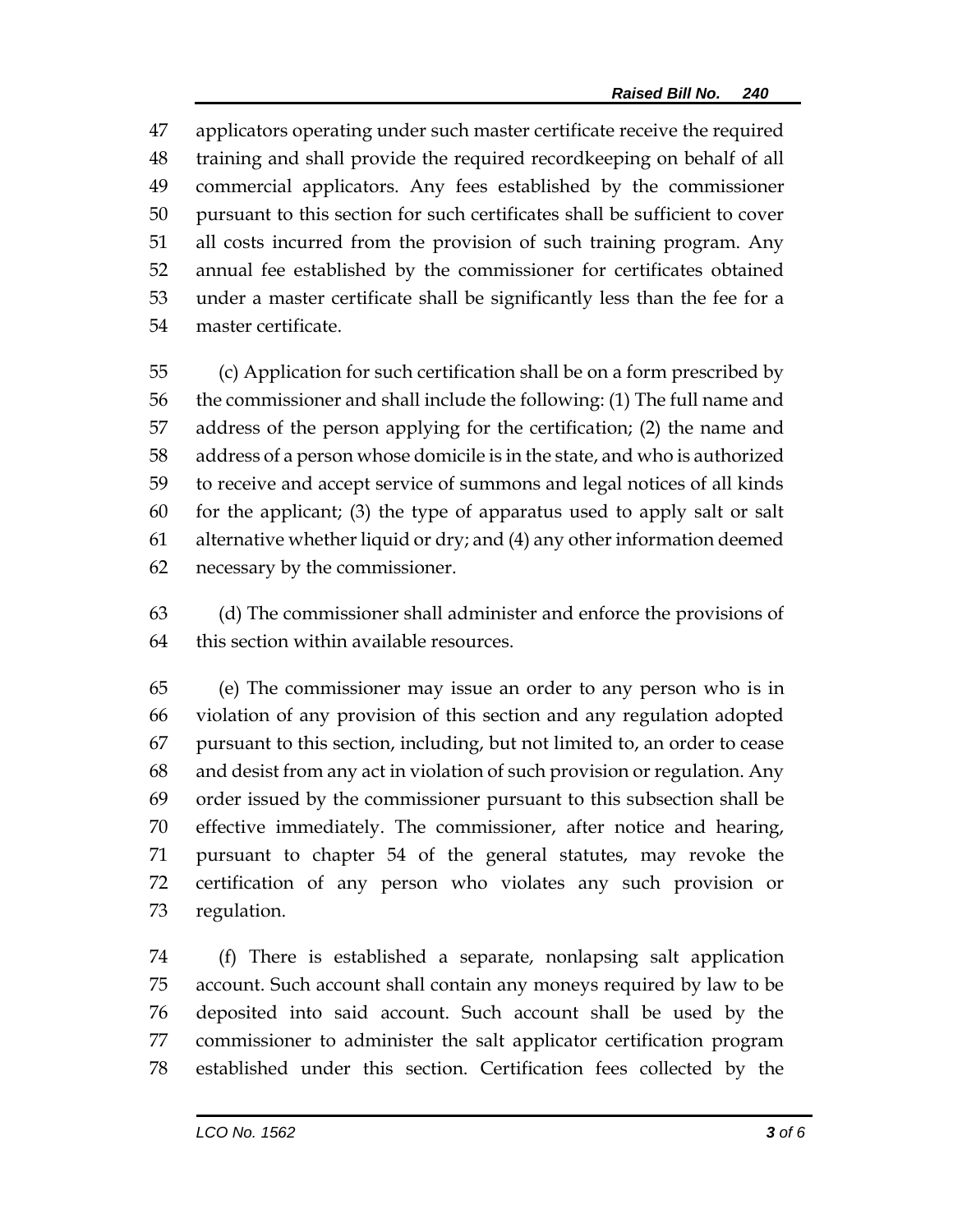applicators operating under such master certificate receive the required training and shall provide the required recordkeeping on behalf of all commercial applicators. Any fees established by the commissioner pursuant to this section for such certificates shall be sufficient to cover all costs incurred from the provision of such training program. Any annual fee established by the commissioner for certificates obtained under a master certificate shall be significantly less than the fee for a master certificate.

(c) Application for such certification shall be on a form prescribed by the commissioner and shall include the following: (1) The full name and address of the person applying for the certification; (2) the name and address of a person whose domicile is in the state, and who is authorized to receive and accept service of summons and legal notices of all kinds for the applicant; (3) the type of apparatus used to apply salt or salt alternative whether liquid or dry; and (4) any other information deemed necessary by the commissioner.

(d) The commissioner shall administer and enforce the provisions of this section within available resources.

(e) The commissioner may issue an order to any person who is in violation of any provision of this section and any regulation adopted pursuant to this section, including, but not limited to, an order to cease and desist from any act in violation of such provision or regulation. Any order issued by the commissioner pursuant to this subsection shall be effective immediately. The commissioner, after notice and hearing, pursuant to chapter 54 of the general statutes, may revoke the certification of any person who violates any such provision or regulation.

(f) There is established a separate, nonlapsing salt application account. Such account shall contain any moneys required by law to be deposited into said account. Such account shall be used by the commissioner to administer the salt applicator certification program established under this section. Certification fees collected by the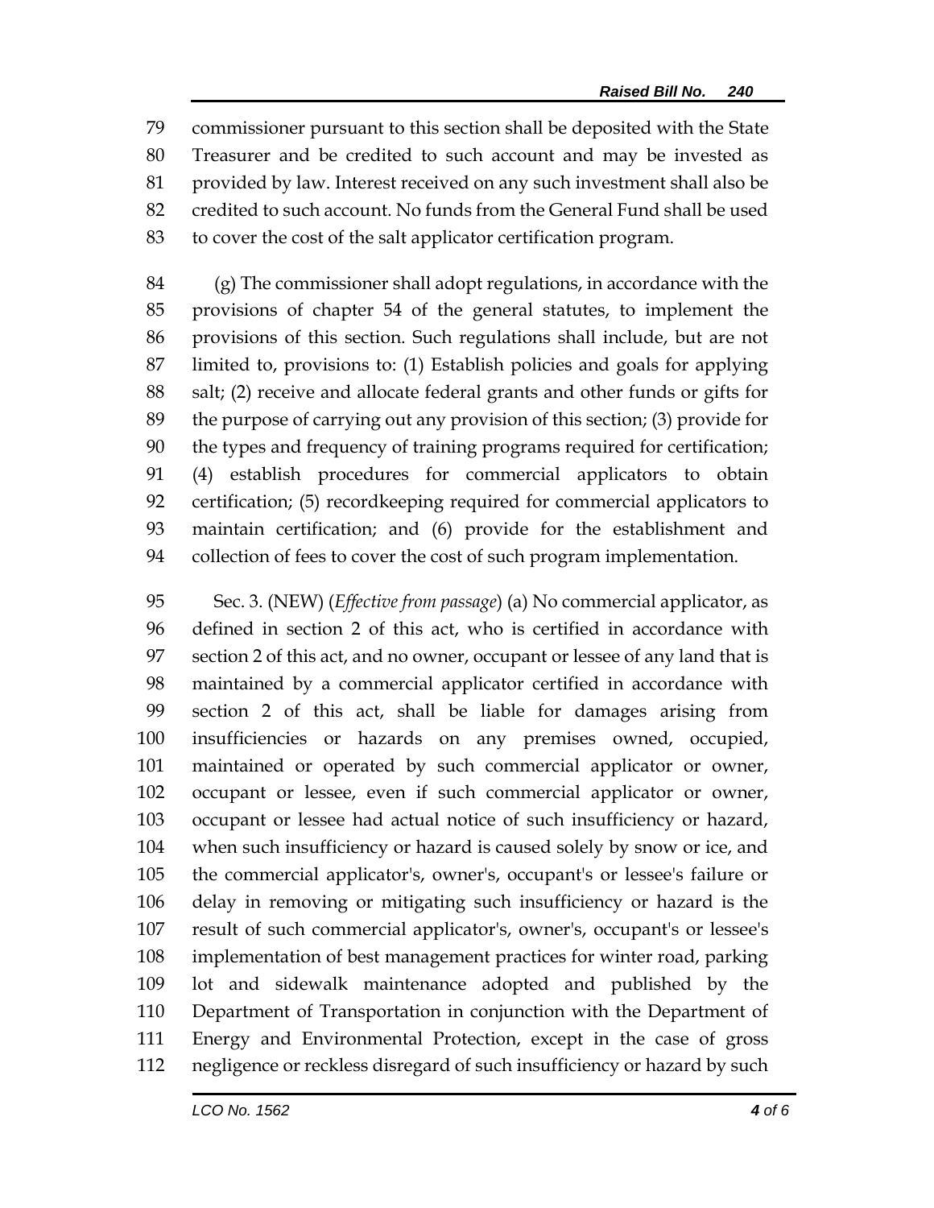commissioner pursuant to this section shall be deposited with the State Treasurer and be credited to such account and may be invested as provided by law. Interest received on any such investment shall also be credited to such account. No funds from the General Fund shall be used to cover the cost of the salt applicator certification program.

(g) The commissioner shall adopt regulations, in accordance with the provisions of chapter 54 of the general statutes, to implement the provisions of this section. Such regulations shall include, but are not limited to, provisions to: (1) Establish policies and goals for applying salt; (2) receive and allocate federal grants and other funds or gifts for the purpose of carrying out any provision of this section; (3) provide for the types and frequency of training programs required for certification; (4) establish procedures for commercial applicators to obtain certification; (5) recordkeeping required for commercial applicators to maintain certification; and (6) provide for the establishment and collection of fees to cover the cost of such program implementation.

Sec. 3. (NEW) (*Effective from passage*) (a) No commercial applicator, as defined in section 2 of this act, who is certified in accordance with section 2 of this act, and no owner, occupant or lessee of any land that is maintained by a commercial applicator certified in accordance with section 2 of this act, shall be liable for damages arising from insufficiencies or hazards on any premises owned, occupied, maintained or operated by such commercial applicator or owner, occupant or lessee, even if such commercial applicator or owner, occupant or lessee had actual notice of such insufficiency or hazard, when such insufficiency or hazard is caused solely by snow or ice, and the commercial applicator's, owner's, occupant's or lessee's failure or delay in removing or mitigating such insufficiency or hazard is the result of such commercial applicator's, owner's, occupant's or lessee's implementation of best management practices for winter road, parking lot and sidewalk maintenance adopted and published by the Department of Transportation in conjunction with the Department of Energy and Environmental Protection, except in the case of gross negligence or reckless disregard of such insufficiency or hazard by such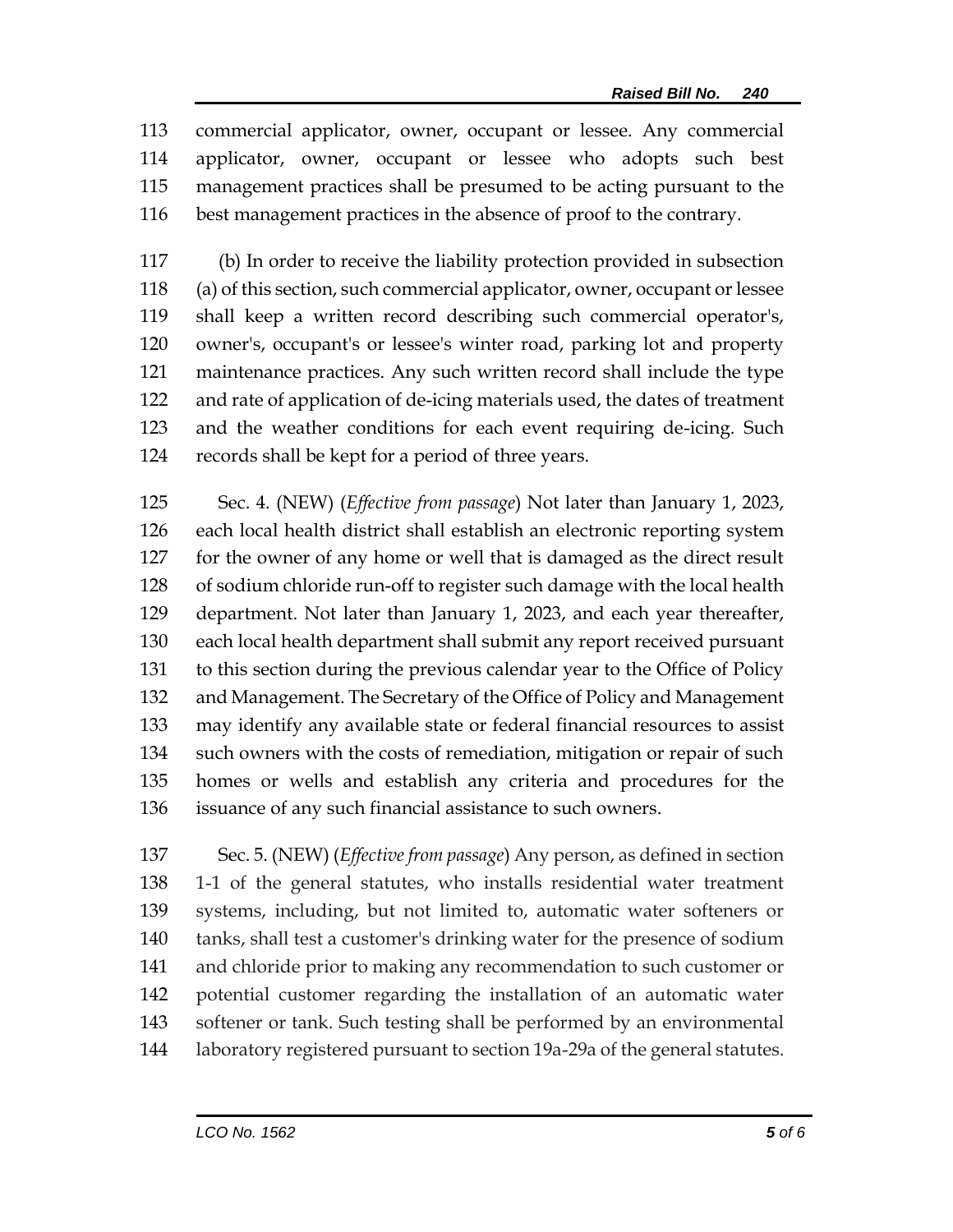commercial applicator, owner, occupant or lessee. Any commercial applicator, owner, occupant or lessee who adopts such best management practices shall be presumed to be acting pursuant to the best management practices in the absence of proof to the contrary.

(b) In order to receive the liability protection provided in subsection (a) of this section, such commercial applicator, owner, occupant or lessee shall keep a written record describing such commercial operator's, owner's, occupant's or lessee's winter road, parking lot and property maintenance practices. Any such written record shall include the type and rate of application of de-icing materials used, the dates of treatment and the weather conditions for each event requiring de-icing. Such records shall be kept for a period of three years.

Sec. 4. (NEW) (*Effective from passage*) Not later than January 1, 2023, each local health district shall establish an electronic reporting system for the owner of any home or well that is damaged as the direct result of sodium chloride run-off to register such damage with the local health department. Not later than January 1, 2023, and each year thereafter, each local health department shall submit any report received pursuant to this section during the previous calendar year to the Office of Policy and Management. The Secretary of the Office of Policy and Management may identify any available state or federal financial resources to assist such owners with the costs of remediation, mitigation or repair of such homes or wells and establish any criteria and procedures for the issuance of any such financial assistance to such owners.

Sec. 5. (NEW) (*Effective from passage*) Any person, as defined in section 1-1 of the general statutes, who installs residential water treatment systems, including, but not limited to, automatic water softeners or tanks, shall test a customer's drinking water for the presence of sodium and chloride prior to making any recommendation to such customer or potential customer regarding the installation of an automatic water softener or tank. Such testing shall be performed by an environmental laboratory registered pursuant to section 19a-29a of the general statutes.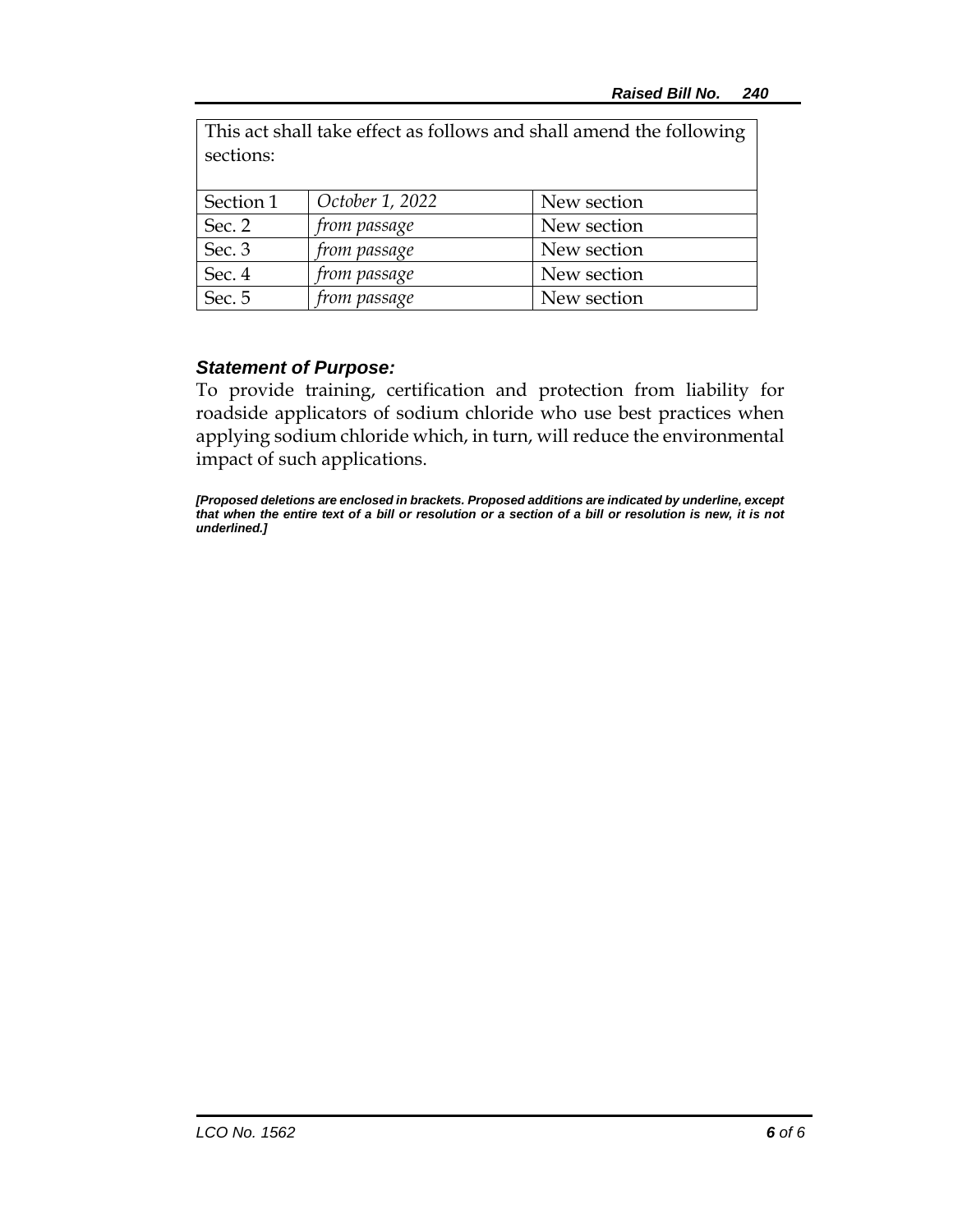This act shall take effect as follows and shall amend the following sections:

| | | |
|---|---|---|
| Section 1 | *October 1, 2022* | New section |
| Sec. 2 | *from passage* | New section |
| Sec. 3 | *from passage* | New section |
| Sec. 4 | *from passage* | New section |
| Sec. 5 | *from passage* | New section |

***Statement of Purpose:***

To provide training, certification and protection from liability for roadside applicators of sodium chloride who use best practices when applying sodium chloride which, in turn, will reduce the environmental impact of such applications.

***[Proposed deletions are enclosed in brackets. Proposed additions are indicated by underline, except that when the entire text of a bill or resolution or a section of a bill or resolution is new, it is not underlined.]***